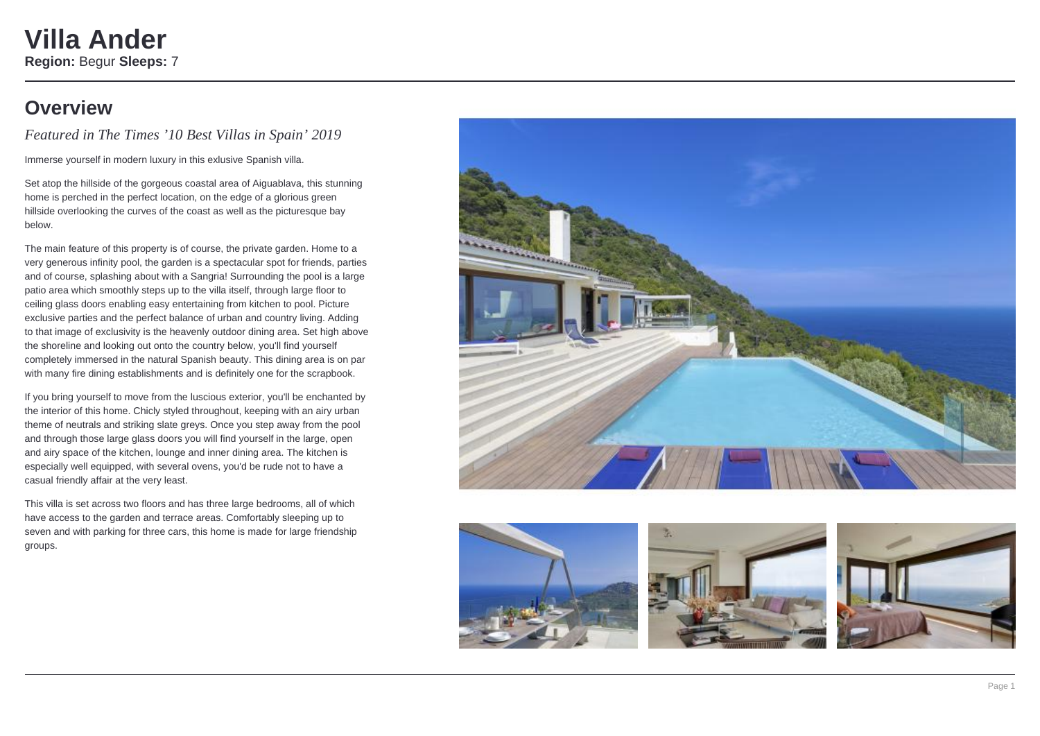# Villa Ander

**Region:** Begur **Sleeps:** 7

## Overview

*Featured in The Times '10 Best Villas in Spain' 2019*

Immerse yourself in modern luxury in this exlusive Spanish villa.

Set atop the hillside of the gorgeous coastal area of Aiguablava, this stunning home is perched in the perfect location, on the edge of a glorious green hillside overlooking the curves of the coast as well as the picturesque bay below.

The main feature of this property is of course, the private garden. Home to a very generous infinity pool, the garden is a spectacular spot for friends, parties and of course, splashing about with a Sangria! Surrounding the pool is a large patio area which smoothly steps up to the villa itself, through large floor to ceiling glass doors enabling easy entertaining from kitchen to pool. Picture exclusive parties and the perfect balance of urban and country living. Adding to that image of exclusivity is the heavenly outdoor dining area. Set high above the shoreline and looking out onto the country below, you'll find yourself completely immersed in the natural Spanish beauty. This dining area is on par with many fire dining establishments and is definitely one for the scrapbook.

If you bring yourself to move from the luscious exterior, you'll be enchanted by the interior of this home. Chicly styled throughout, keeping with an airy urban theme of neutrals and striking slate greys. Once you step away from the pool and through those large glass doors you will find yourself in the large, open and airy space of the kitchen, lounge and inner dining area. The kitchen is especially well equipped, with several ovens, you'd be rude not to have a casual friendly affair at the very least.

This villa is set across two floors and has three large bedrooms, all of which have access to the garden and terrace areas. Comfortably sleeping up to seven and with parking for three cars, this home is made for large friendship groups.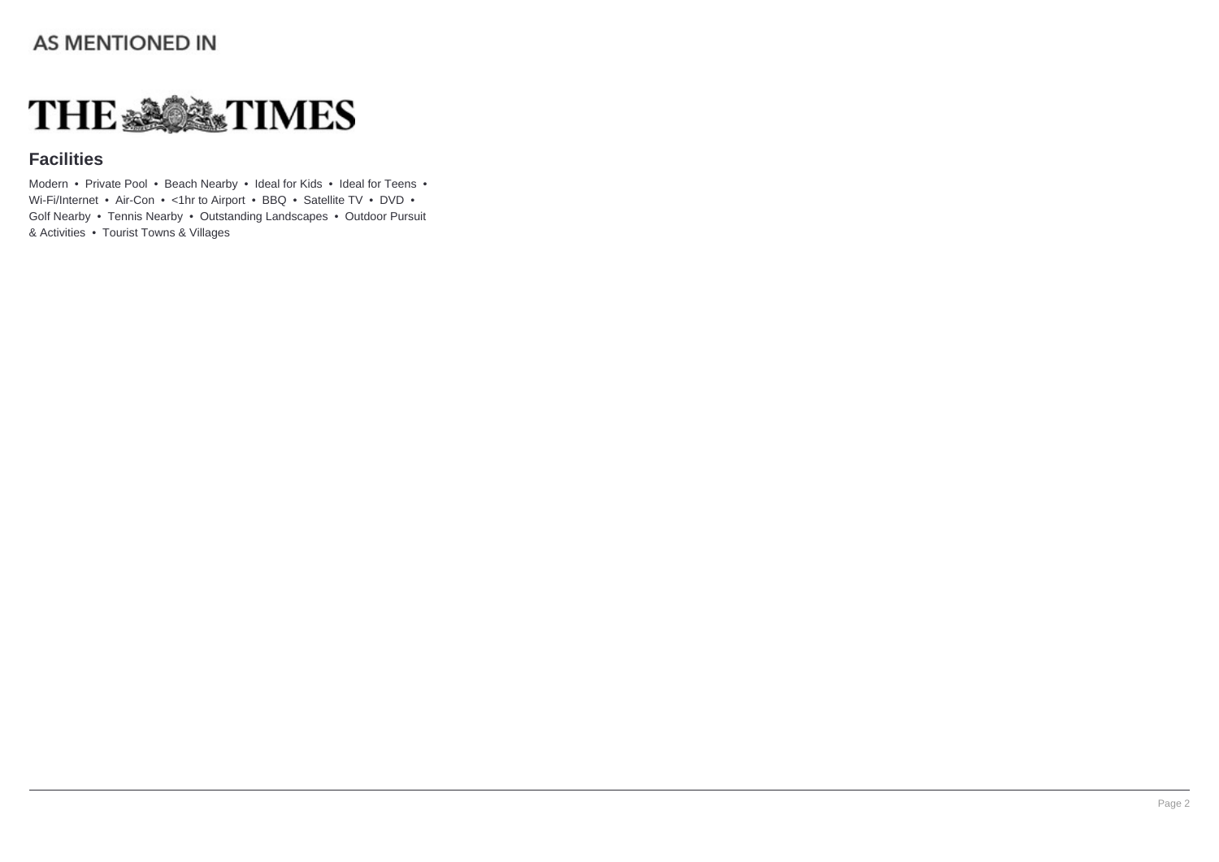AS MENTIONED IN

THE TIMES

## Facilities

Modern • Private Pool • Beach Nearby • Ideal for Kids • Ideal for Teens • Wi-Fi/Internet • Air-Con • <1hr to Airport • BBQ • Satellite TV • DVD • Golf Nearby • Tennis Nearby • Outstanding Landscapes • Outdoor Pursuit & Activities • Tourist Towns & Villages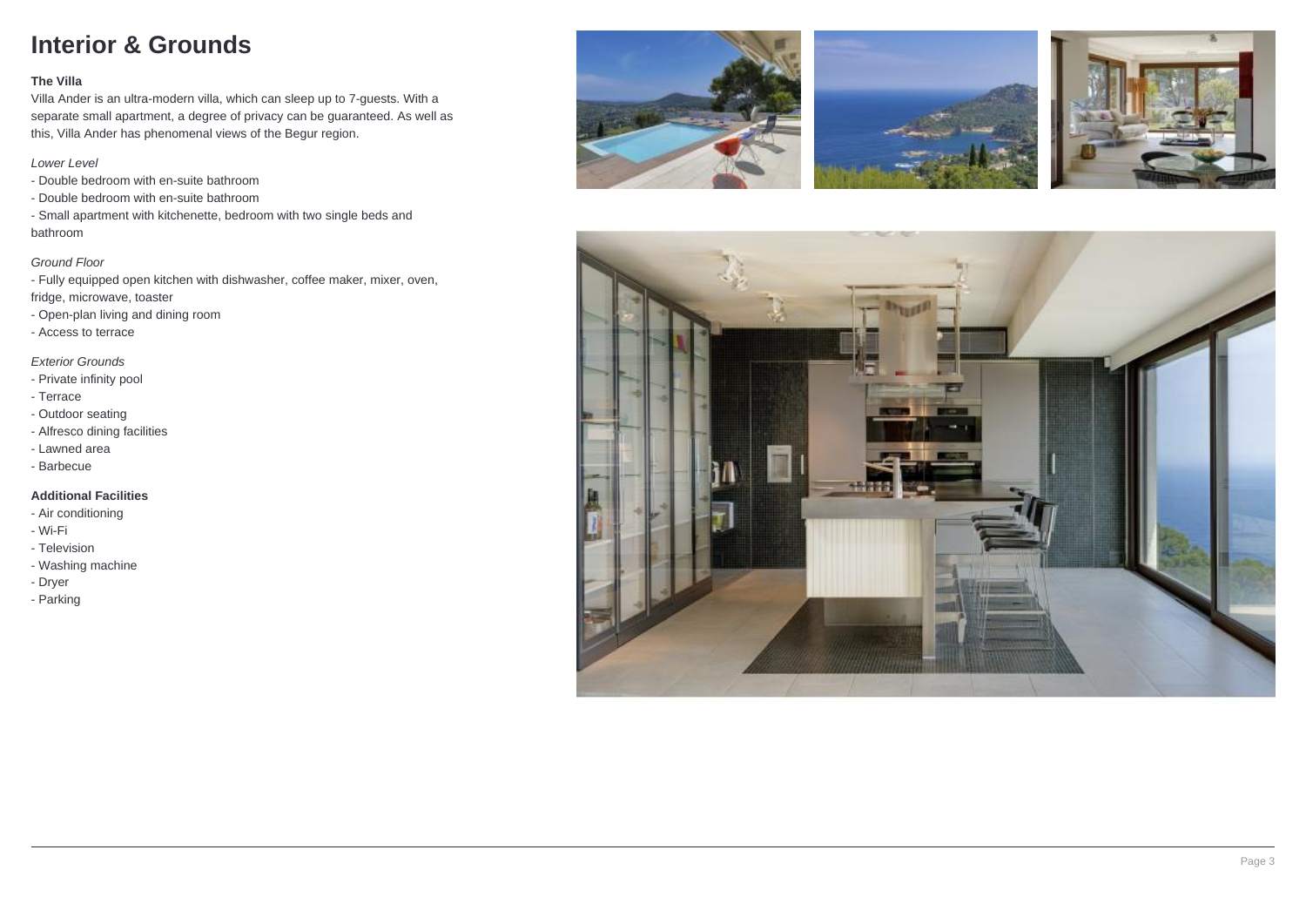# Interior & Grounds

**The Villa**

Villa Ander is an ultra-modern villa, which can sleep up to 7-guests. With a separate small apartment, a degree of privacy can be guaranteed. As well as this, Villa Ander has phenomenal views of the Begur region.

*Lower Level*

- Double bedroom with en-suite bathroom
- Double bedroom with en-suite bathroom
- Small apartment with kitchenette, bedroom with two single beds and bathroom

*Ground Floor*

- Fully equipped open kitchen with dishwasher, coffee maker, mixer, oven, fridge, microwave, toaster
- Open-plan living and dining room
- Access to terrace

*Exterior Grounds*

- Private infinity pool
- Terrace
- Outdoor seating
- Alfresco dining facilities
- Lawned area
- Barbecue

**Additional Facilities**

- Air conditioning
- Wi-Fi
- Television
- Washing machine
- Dryer
- Parking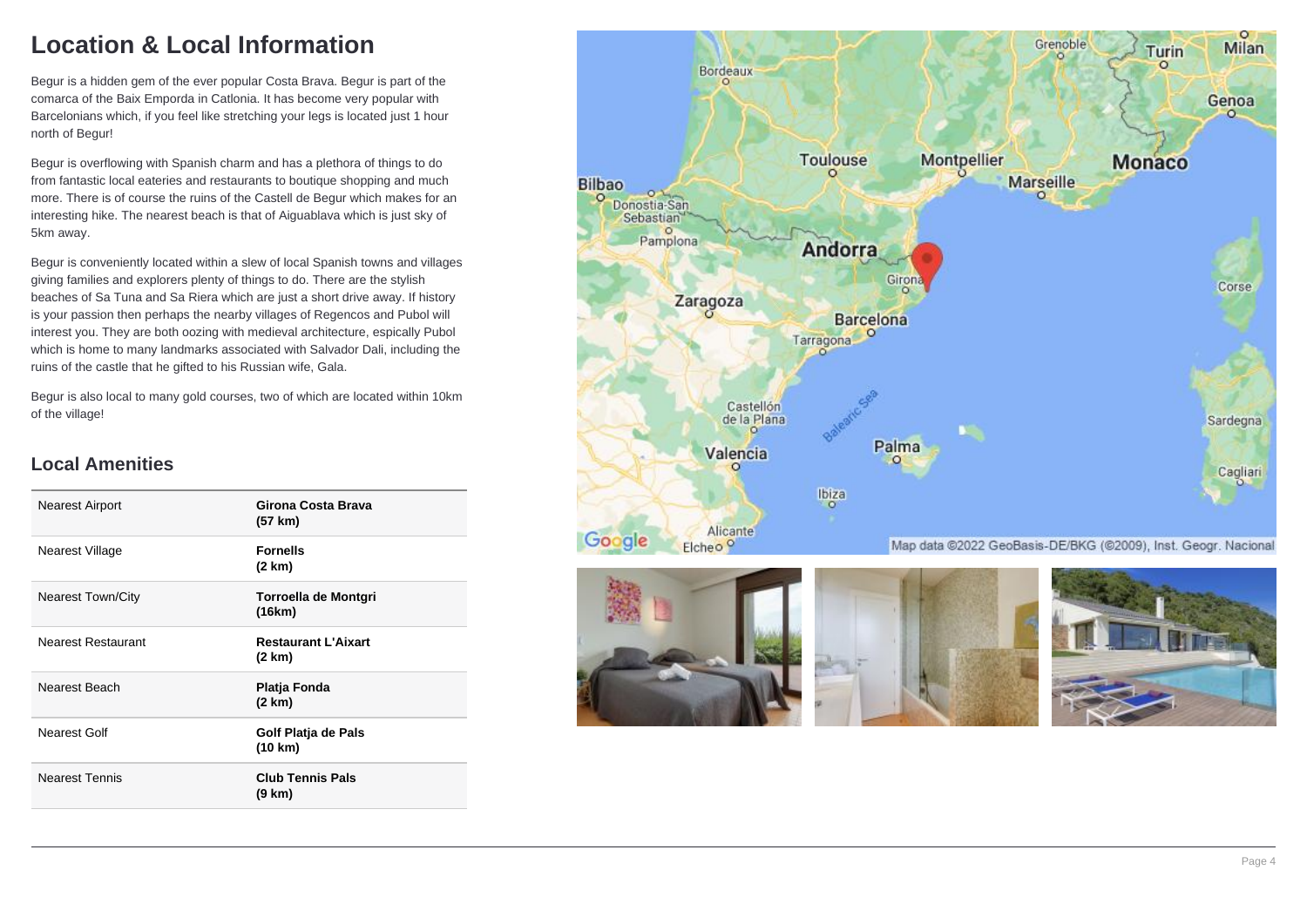# Location & Local Information

Begur is a hidden gem of the ever popular Costa Brava. Begur is part of the comarca of the Baix Emporda in Catlonia. It has become very popular with Barcelonians which, if you feel like stretching your legs is located just 1 hour north of Begur!

Begur is overflowing with Spanish charm and has a plethora of things to do from fantastic local eateries and restaurants to boutique shopping and much more. There is of course the ruins of the Castell de Begur which makes for an interesting hike. The nearest beach is that of Aiguablava which is just sky of 5km away.

Begur is conveniently located within a slew of local Spanish towns and villages giving families and explorers plenty of things to do. There are the stylish beaches of Sa Tuna and Sa Riera which are just a short drive away. If history is your passion then perhaps the nearby villages of Regencos and Pubol will interest you. They are both oozing with medieval architecture, espically Pubol which is home to many landmarks associated with Salvador Dali, including the ruins of the castle that he gifted to his Russian wife, Gala.

Begur is also local to many gold courses, two of which are located within 10km of the village!

## Local Amenities

| | |
|---|---|
| Nearest Airport | **Girona Costa Brava (57 km)** |
| Nearest Village | **Fornells (2 km)** |
| Nearest Town/City | **Torroella de Montgri (16km)** |
| Nearest Restaurant | **Restaurant L'Aixart (2 km)** |
| Nearest Beach | **Platja Fonda (2 km)** |
| Nearest Golf | **Golf Platja de Pals (10 km)** |
| Nearest Tennis | **Club Tennis Pals (9 km)** |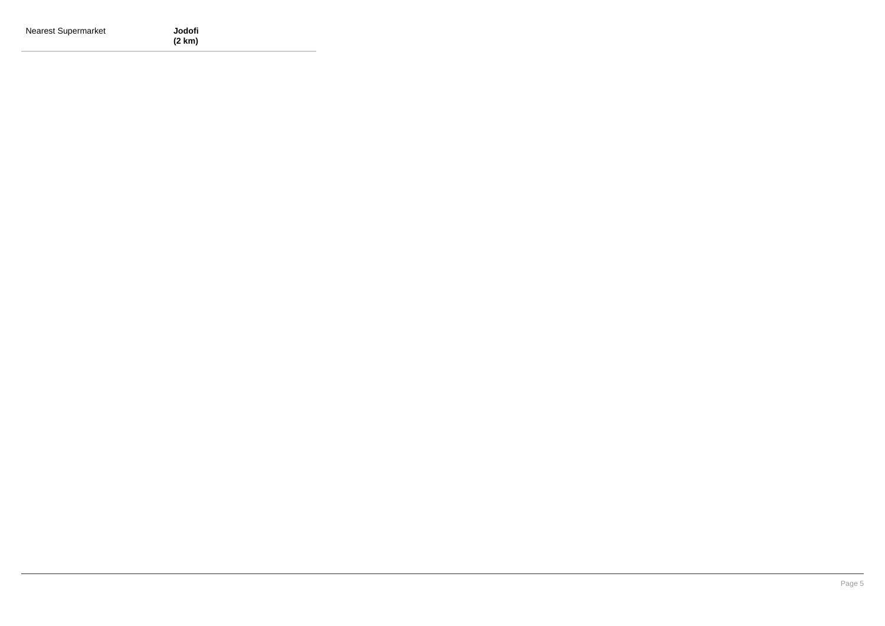| Nearest Supermarket | **Jodofi (2 km)** |
| --- | --- |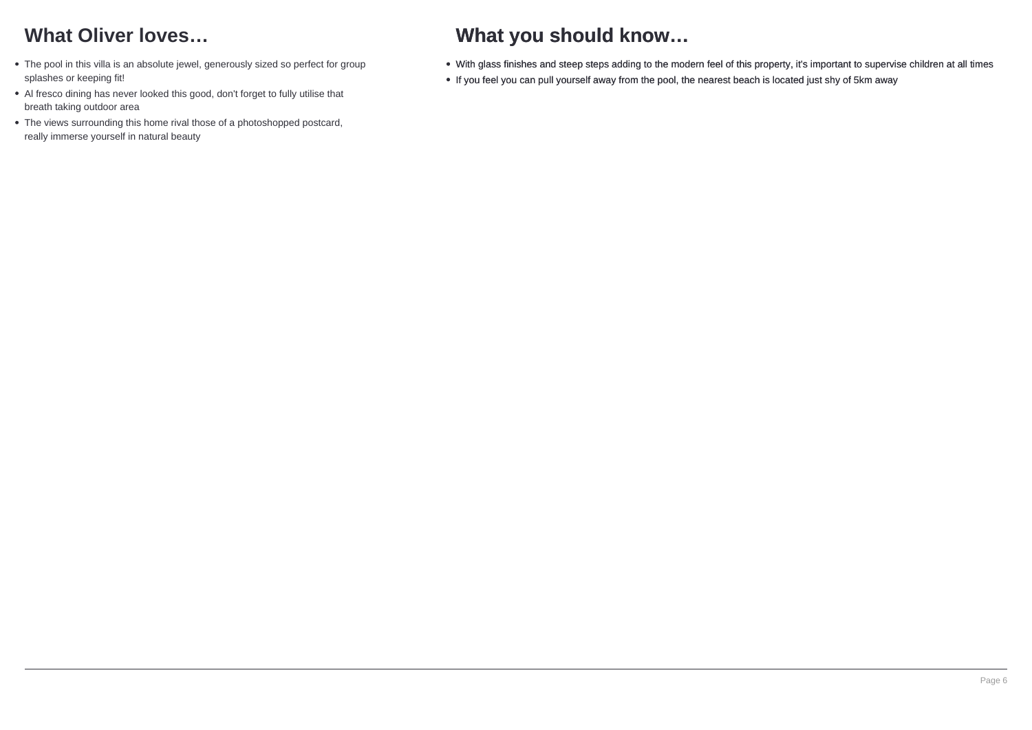## What Oliver loves…

- The pool in this villa is an absolute jewel, generously sized so perfect for group splashes or keeping fit!
- Al fresco dining has never looked this good, don't forget to fully utilise that breath taking outdoor area
- The views surrounding this home rival those of a photoshopped postcard, really immerse yourself in natural beauty

## What you should know…

- With glass finishes and steep steps adding to the modern feel of this property, it's important to supervise children at all times
- If you feel you can pull yourself away from the pool, the nearest beach is located just shy of 5km away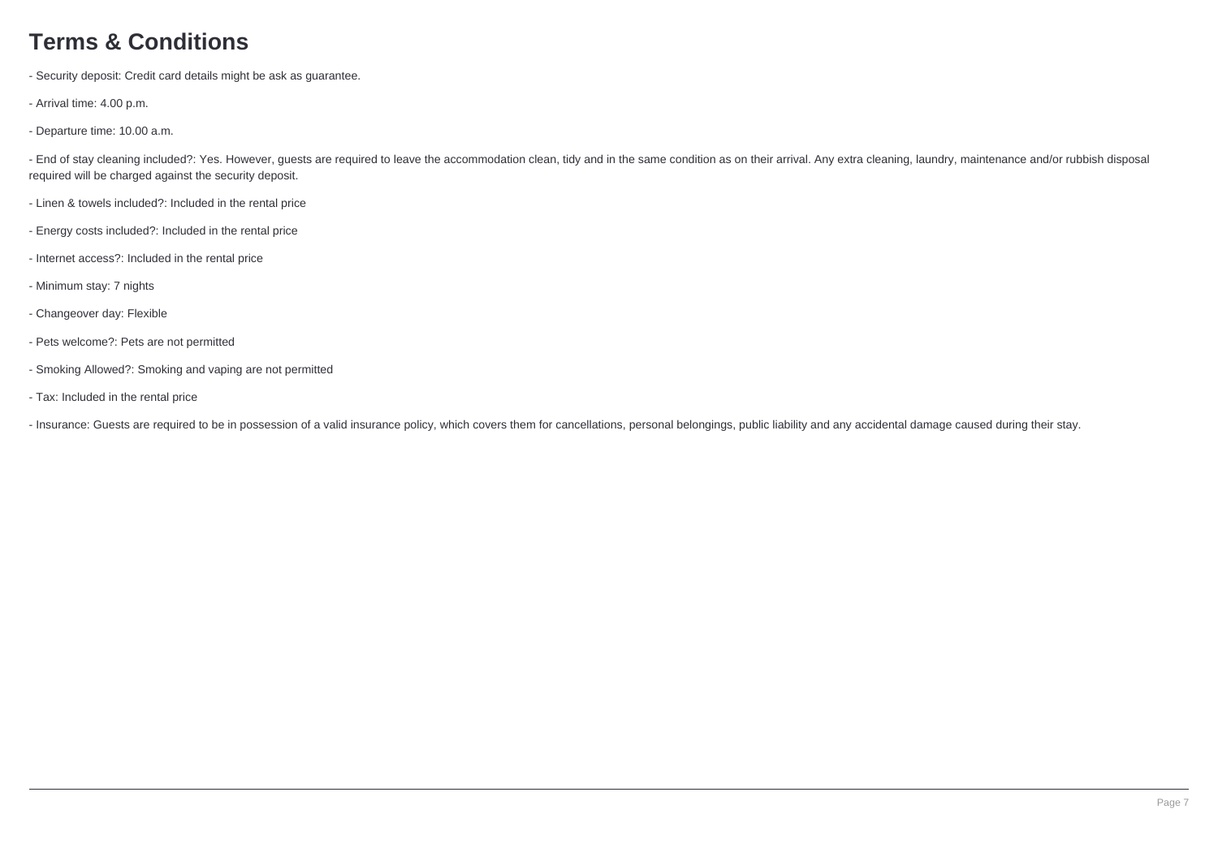# Terms & Conditions

- Security deposit: Credit card details might be ask as guarantee.

- Arrival time: 4.00 p.m.

- Departure time: 10.00 a.m.

- End of stay cleaning included?: Yes. However, guests are required to leave the accommodation clean, tidy and in the same condition as on their arrival. Any extra cleaning, laundry, maintenance and/or rubbish disposal required will be charged against the security deposit.

- Linen & towels included?: Included in the rental price

- Energy costs included?: Included in the rental price

- Internet access?: Included in the rental price

- Minimum stay: 7 nights

- Changeover day: Flexible

- Pets welcome?: Pets are not permitted

- Smoking Allowed?: Smoking and vaping are not permitted

- Tax: Included in the rental price

- Insurance: Guests are required to be in possession of a valid insurance policy, which covers them for cancellations, personal belongings, public liability and any accidental damage caused during their stay.